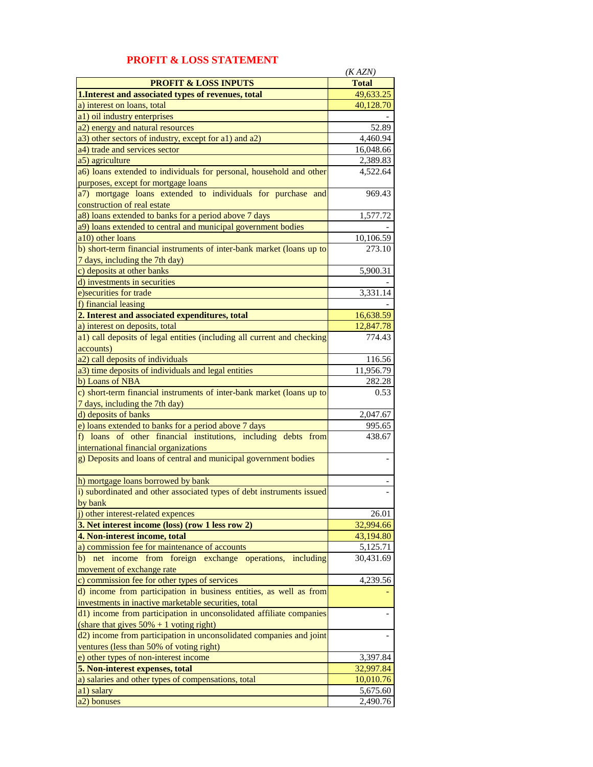# PROFIT & LOSS STATEMENT

*(K AZN)*

| PROFIT & LOSS INPUTS | Total |
|---|---|
| **1.Interest and associated types of revenues, total** | 49,633.25 |
| a) interest on loans, total | 40,128.70 |
| a1) oil industry enterprises | - |
| a2) energy and natural resources | 52.89 |
| a3) other sectors of industry, except for a1) and a2) | 4,460.94 |
| a4) trade and services sector | 16,048.66 |
| a5) agriculture | 2,389.83 |
| a6) loans extended to individuals for personal, household and other purposes, except for mortgage loans | 4,522.64 |
| a7) mortgage loans extended to individuals for purchase and construction of real estate | 969.43 |
| a8) loans extended to banks for a period above 7 days | 1,577.72 |
| a9) loans extended to central and municipal government bodies | - |
| a10) other loans | 10,106.59 |
| b) short-term financial instruments of inter-bank market (loans up to 7 days, including the 7th day) | 273.10 |
| c) deposits at other banks | 5,900.31 |
| d) investments in securities | - |
| e)securities for trade | 3,331.14 |
| f) financial leasing | - |
| **2. Interest and associated expenditures, total** | 16,638.59 |
| a) interest on deposits, total | 12,847.78 |
| a1) call deposits of legal entities (including all current and checking accounts) | 774.43 |
| a2) call deposits of individuals | 116.56 |
| a3) time deposits of individuals and legal entities | 11,956.79 |
| b) Loans of NBA | 282.28 |
| c) short-term financial instruments of inter-bank market (loans up to 7 days, including the 7th day) | 0.53 |
| d) deposits of banks | 2,047.67 |
| e) loans extended to banks for a period above 7 days | 995.65 |
| f) loans of other financial institutions, including debts from international financial organizations | 438.67 |
| g) Deposits and loans of central and municipal government bodies | - |
| h) mortgage loans borrowed by bank | - |
| i) subordinated and other associated types of debt instruments issued by bank | - |
| j) other interest-related expences | 26.01 |
| **3. Net interest income (loss) (row 1 less row 2)** | 32,994.66 |
| **4. Non-interest income, total** | 43,194.80 |
| a) commission fee for maintenance of accounts | 5,125.71 |
| b) net income from foreign exchange operations, including movement of exchange rate | 30,431.69 |
| c) commission fee for other types of services | 4,239.56 |
| d) income from participation in business entities, as well as from investments in inactive marketable securities, total | - |
| d1) income from participation in unconsolidated affiliate companies (share that gives 50% + 1 voting right) | - |
| d2) income from participation in unconsolidated companies and joint ventures (less than 50% of voting right) | - |
| e) other types of non-interest income | 3,397.84 |
| **5. Non-interest expenses, total** | 32,997.84 |
| a) salaries and other types of compensations, total | 10,010.76 |
| a1) salary | 5,675.60 |
| a2) bonuses | 2,490.76 |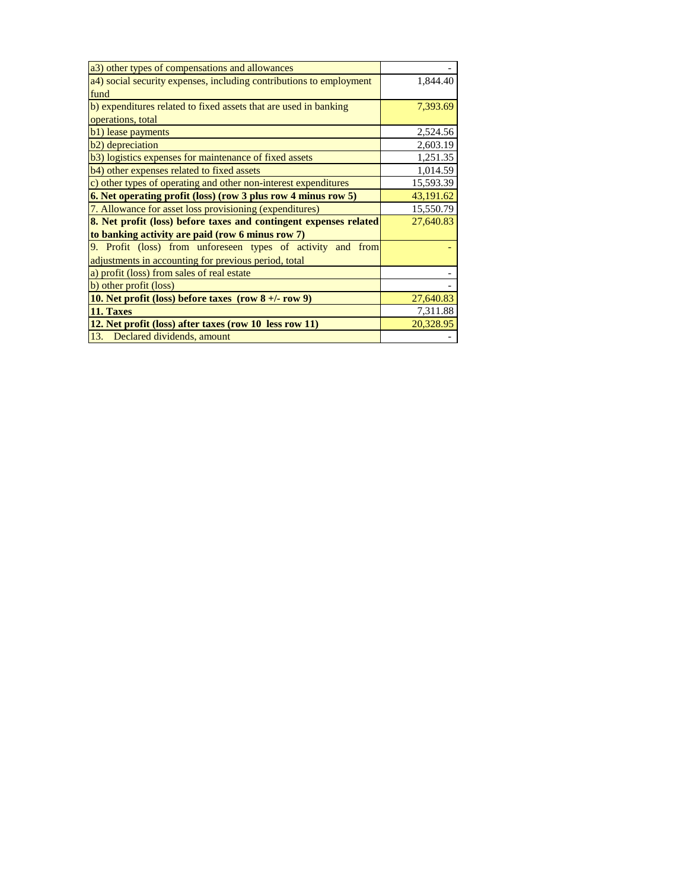| | |
|---|---|
| a3) other types of compensations and allowances | - |
| a4) social security expenses, including contributions to employment fund | 1,844.40 |
| b) expenditures related to fixed assets that are used in banking operations, total | 7,393.69 |
| b1) lease payments | 2,524.56 |
| b2) depreciation | 2,603.19 |
| b3) logistics expenses for maintenance of fixed assets | 1,251.35 |
| b4) other expenses related to fixed assets | 1,014.59 |
| c) other types of operating and other non-interest expenditures | 15,593.39 |
| **6. Net operating profit (loss) (row 3 plus row 4 minus row 5)** | 43,191.62 |
| 7. Allowance for asset loss provisioning (expenditures) | 15,550.79 |
| **8. Net profit (loss) before taxes and contingent expenses related to banking activity are paid (row 6 minus row 7)** | 27,640.83 |
| 9. Profit (loss) from unforeseen types of activity and from adjustments in accounting for previous period, total | - |
| a) profit (loss) from sales of real estate | - |
| b) other profit (loss) | - |
| **10. Net profit (loss) before taxes (row 8 +/- row 9)** | 27,640.83 |
| **11. Taxes** | 7,311.88 |
| **12. Net profit (loss) after taxes (row 10 less row 11)** | 20,328.95 |
| 13. Declared dividends, amount | - |